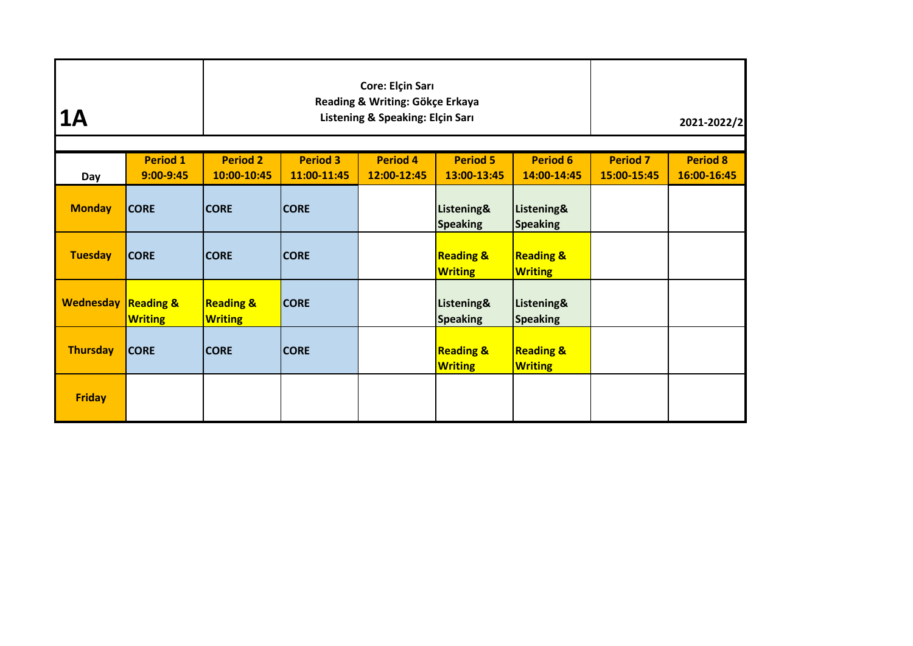# 1A

**Core: Elçin Sarı**
**Reading & Writing: Gökçe Erkaya**
**Listening & Speaking: Elçin Sarı**

**2021-2022/2**

| Day | Period 1 9:00-9:45 | Period 2 10:00-10:45 | Period 3 11:00-11:45 | Period 4 12:00-12:45 | Period 5 13:00-13:45 | Period 6 14:00-14:45 | Period 7 15:00-15:45 | Period 8 16:00-16:45 |
|---|---|---|---|---|---|---|---|---|
| **Monday** | **CORE** | **CORE** | **CORE** | | **Listening& Speaking** | **Listening& Speaking** | | |
| **Tuesday** | **CORE** | **CORE** | **CORE** | | **Reading & Writing** | **Reading & Writing** | | |
| **Wednesday** | **Reading & Writing** | **Reading & Writing** | **CORE** | | **Listening& Speaking** | **Listening& Speaking** | | |
| **Thursday** | **CORE** | **CORE** | **CORE** | | **Reading & Writing** | **Reading & Writing** | | |
| **Friday** | | | | | | | | |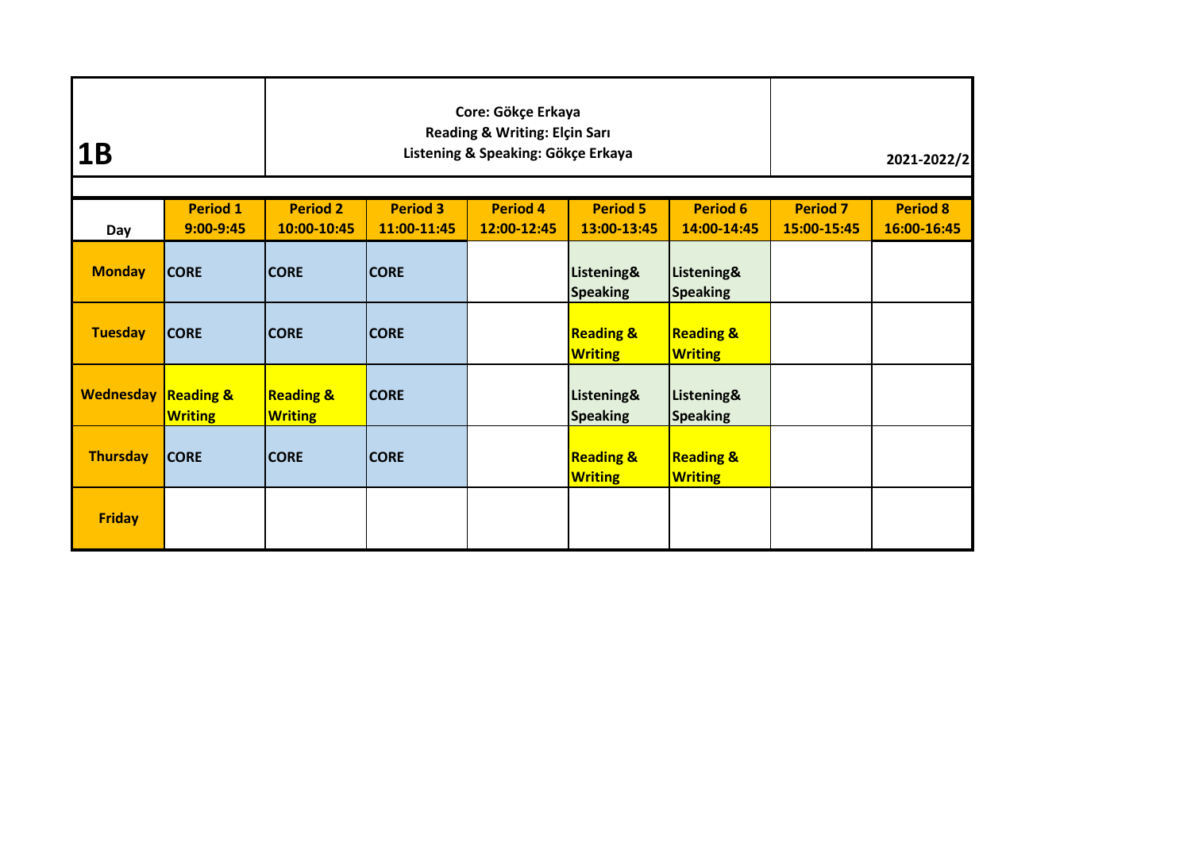# 1B

**Core: Gökçe Erkaya**
**Reading & Writing: Elçin Sarı**
**Listening & Speaking: Gökçe Erkaya**

**2021-2022/2**

| Day | Period 1 9:00-9:45 | Period 2 10:00-10:45 | Period 3 11:00-11:45 | Period 4 12:00-12:45 | Period 5 13:00-13:45 | Period 6 14:00-14:45 | Period 7 15:00-15:45 | Period 8 16:00-16:45 |
|---|---|---|---|---|---|---|---|---|
| **Monday** | CORE | CORE | CORE | | Listening& Speaking | Listening& Speaking | | |
| **Tuesday** | CORE | CORE | CORE | | Reading & Writing | Reading & Writing | | |
| **Wednesday** | Reading & Writing | Reading & Writing | CORE | | Listening& Speaking | Listening& Speaking | | |
| **Thursday** | CORE | CORE | CORE | | Reading & Writing | Reading & Writing | | |
| **Friday** | | | | | | | | |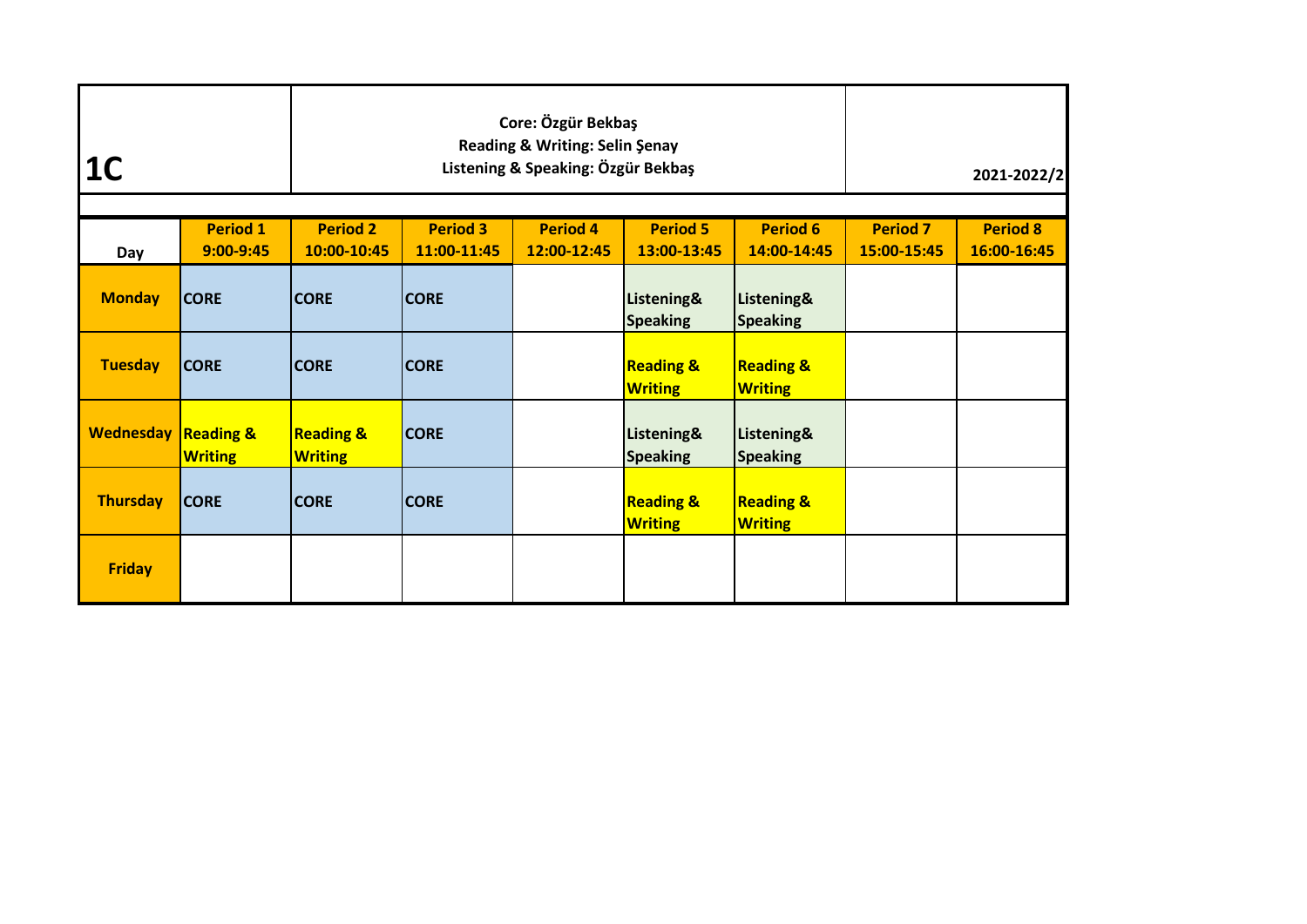# 1C

**Core: Özgür Bekbaş**
**Reading & Writing: Selin Şenay**
**Listening & Speaking: Özgür Bekbaş**

**2021-2022/2**

| Day | Period 1 9:00-9:45 | Period 2 10:00-10:45 | Period 3 11:00-11:45 | Period 4 12:00-12:45 | Period 5 13:00-13:45 | Period 6 14:00-14:45 | Period 7 15:00-15:45 | Period 8 16:00-16:45 |
|---|---|---|---|---|---|---|---|---|
| Monday | CORE | CORE | CORE | | Listening& Speaking | Listening& Speaking | | |
| Tuesday | CORE | CORE | CORE | | Reading & Writing | Reading & Writing | | |
| Wednesday | Reading & Writing | Reading & Writing | CORE | | Listening& Speaking | Listening& Speaking | | |
| Thursday | CORE | CORE | CORE | | Reading & Writing | Reading & Writing | | |
| Friday | | | | | | | | |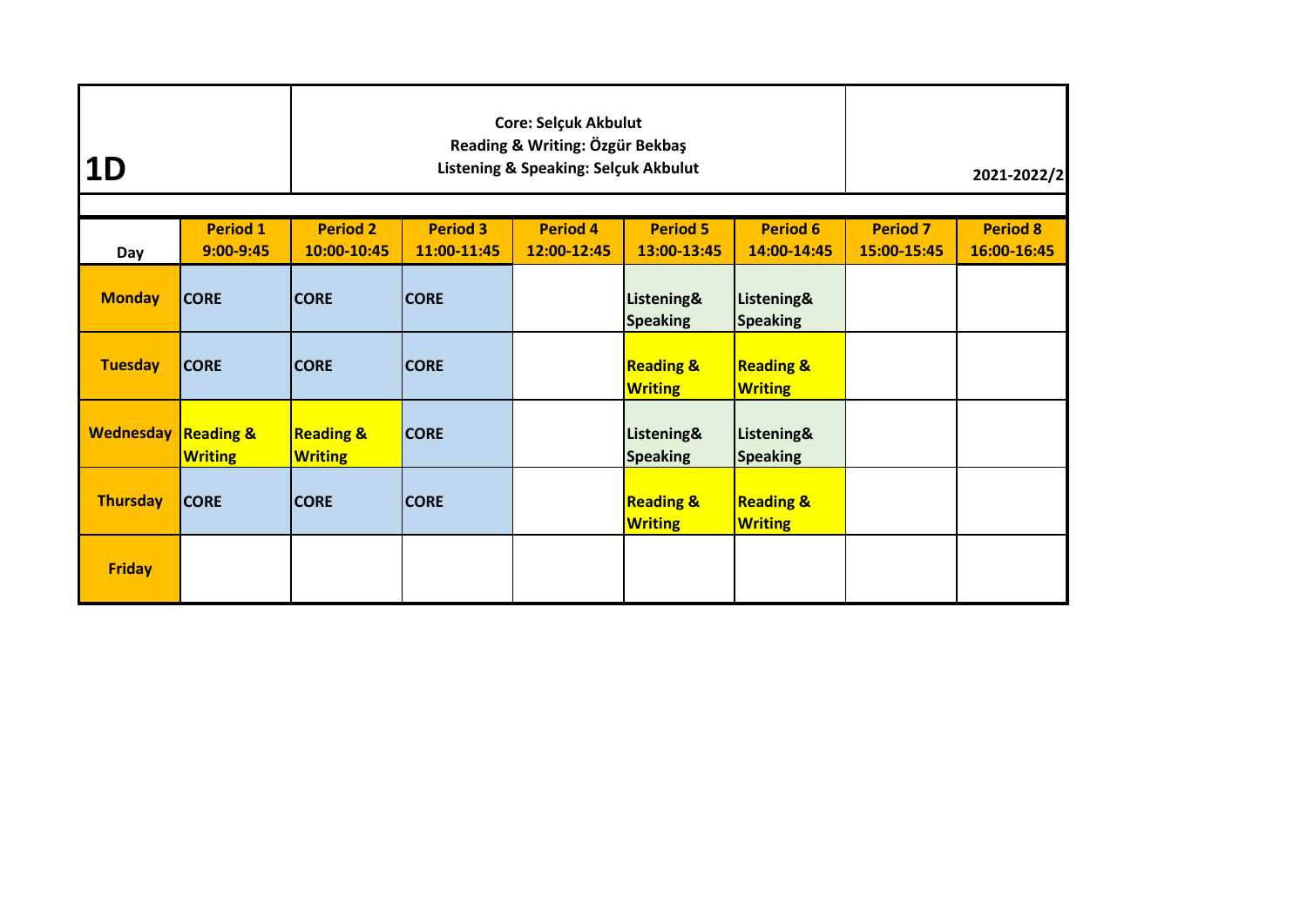# 1D

**Core: Selçuk Akbulut**
**Reading & Writing: Özgür Bekbaş**
**Listening & Speaking: Selçuk Akbulut**

**2021-2022/2**

| Day | Period 1 9:00-9:45 | Period 2 10:00-10:45 | Period 3 11:00-11:45 | Period 4 12:00-12:45 | Period 5 13:00-13:45 | Period 6 14:00-14:45 | Period 7 15:00-15:45 | Period 8 16:00-16:45 |
|---|---|---|---|---|---|---|---|---|
| **Monday** | **CORE** | **CORE** | **CORE** | | **Listening& Speaking** | **Listening& Speaking** | | |
| **Tuesday** | **CORE** | **CORE** | **CORE** | | **Reading & Writing** | **Reading & Writing** | | |
| **Wednesday** | **Reading & Writing** | **Reading & Writing** | **CORE** | | **Listening& Speaking** | **Listening& Speaking** | | |
| **Thursday** | **CORE** | **CORE** | **CORE** | | **Reading & Writing** | **Reading & Writing** | | |
| **Friday** | | | | | | | | |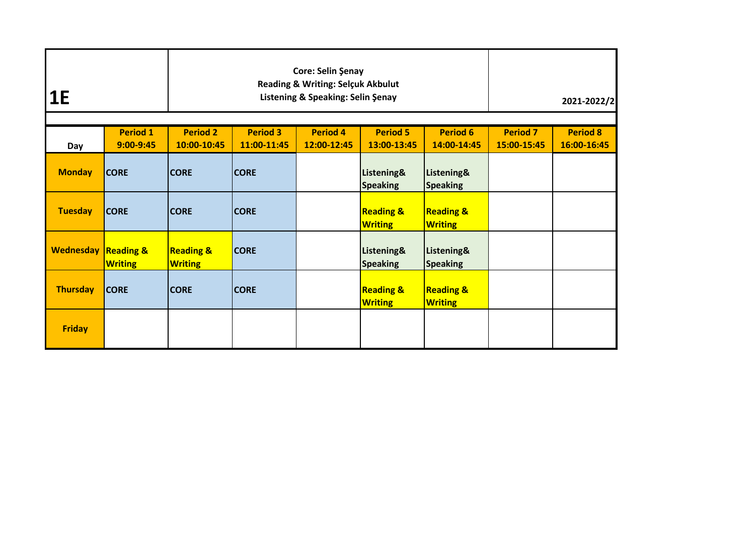| 1E | Core: Selin Şenay<br>Reading & Writing: Selçuk Akbulut<br>Listening & Speaking: Selin Şenay | | | | | | | 2021-2022/2 |
|---|---|---|---|---|---|---|---|---|
| **Day** | **Period 1**<br>**9:00-9:45** | **Period 2**<br>**10:00-10:45** | **Period 3**<br>**11:00-11:45** | **Period 4**<br>**12:00-12:45** | **Period 5**<br>**13:00-13:45** | **Period 6**<br>**14:00-14:45** | **Period 7**<br>**15:00-15:45** | **Period 8**<br>**16:00-16:45** |
| **Monday** | CORE | CORE | CORE | | Listening& Speaking | Listening& Speaking | | |
| **Tuesday** | CORE | CORE | CORE | | Reading & Writing | Reading & Writing | | |
| **Wednesday** | Reading & Writing | Reading & Writing | CORE | | Listening& Speaking | Listening& Speaking | | |
| **Thursday** | CORE | CORE | CORE | | Reading & Writing | Reading & Writing | | |
| **Friday** | | | | | | | | |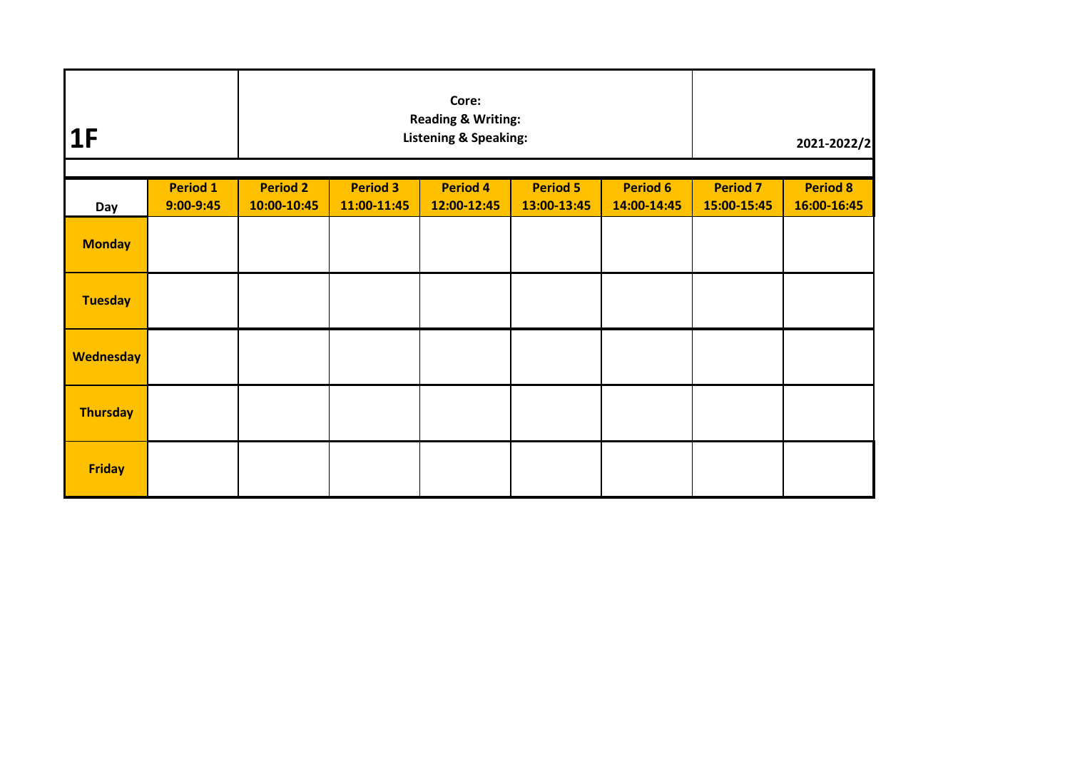# 1F

**Core:**
**Reading & Writing:**
**Listening & Speaking:**

**2021-2022/2**

| Day | Period 1<br>9:00-9:45 | Period 2<br>10:00-10:45 | Period 3<br>11:00-11:45 | Period 4<br>12:00-12:45 | Period 5<br>13:00-13:45 | Period 6<br>14:00-14:45 | Period 7<br>15:00-15:45 | Period 8<br>16:00-16:45 |
|---|---|---|---|---|---|---|---|---|
| **Monday** | | | | | | | | |
| **Tuesday** | | | | | | | | |
| **Wednesday** | | | | | | | | |
| **Thursday** | | | | | | | | |
| **Friday** | | | | | | | | |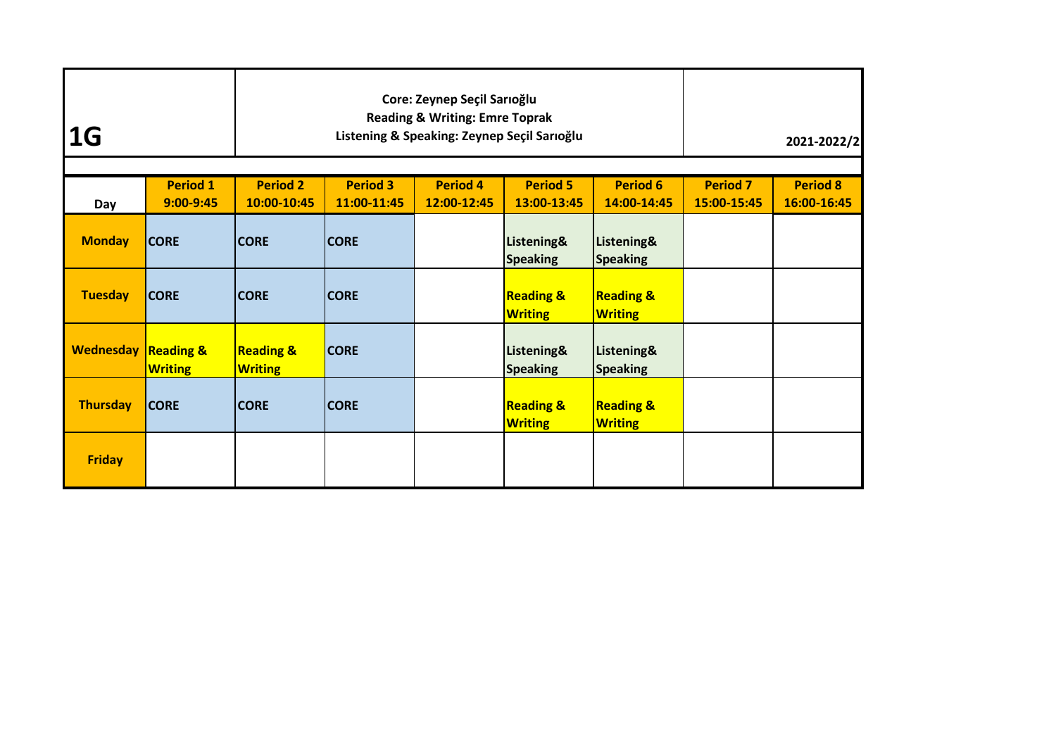# 1G

**Core: Zeynep Seçil Sarıoğlu**
**Reading & Writing: Emre Toprak**
**Listening & Speaking: Zeynep Seçil Sarıoğlu**

**2021-2022/2**

| Day | Period 1<br>9:00-9:45 | Period 2<br>10:00-10:45 | Period 3<br>11:00-11:45 | Period 4<br>12:00-12:45 | Period 5<br>13:00-13:45 | Period 6<br>14:00-14:45 | Period 7<br>15:00-15:45 | Period 8<br>16:00-16:45 |
|---|---|---|---|---|---|---|---|---|
| **Monday** | CORE | CORE | CORE | | Listening& Speaking | Listening& Speaking | | |
| **Tuesday** | CORE | CORE | CORE | | Reading & Writing | Reading & Writing | | |
| **Wednesday** | Reading & Writing | Reading & Writing | CORE | | Listening& Speaking | Listening& Speaking | | |
| **Thursday** | CORE | CORE | CORE | | Reading & Writing | Reading & Writing | | |
| **Friday** | | | | | | | | |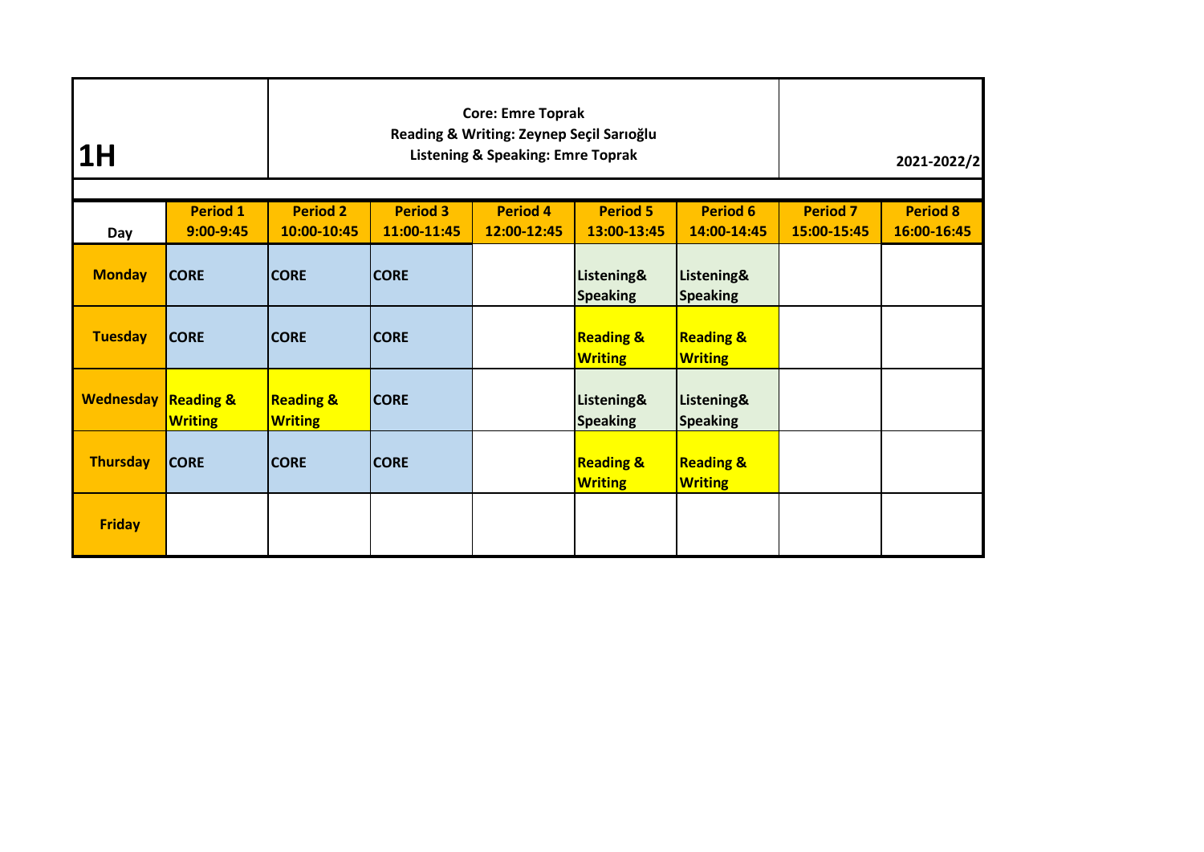# 1H

**Core: Emre Toprak**
**Reading & Writing: Zeynep Seçil Sarıoğlu**
**Listening & Speaking: Emre Toprak**

**2021-2022/2**

| Day | Period 1<br>9:00-9:45 | Period 2<br>10:00-10:45 | Period 3<br>11:00-11:45 | Period 4<br>12:00-12:45 | Period 5<br>13:00-13:45 | Period 6<br>14:00-14:45 | Period 7<br>15:00-15:45 | Period 8<br>16:00-16:45 |
|---|---|---|---|---|---|---|---|---|
| **Monday** | CORE | CORE | CORE | | Listening& Speaking | Listening& Speaking | | |
| **Tuesday** | CORE | CORE | CORE | | Reading & Writing | Reading & Writing | | |
| **Wednesday** | Reading & Writing | Reading & Writing | CORE | | Listening& Speaking | Listening& Speaking | | |
| **Thursday** | CORE | CORE | CORE | | Reading & Writing | Reading & Writing | | |
| **Friday** | | | | | | | | |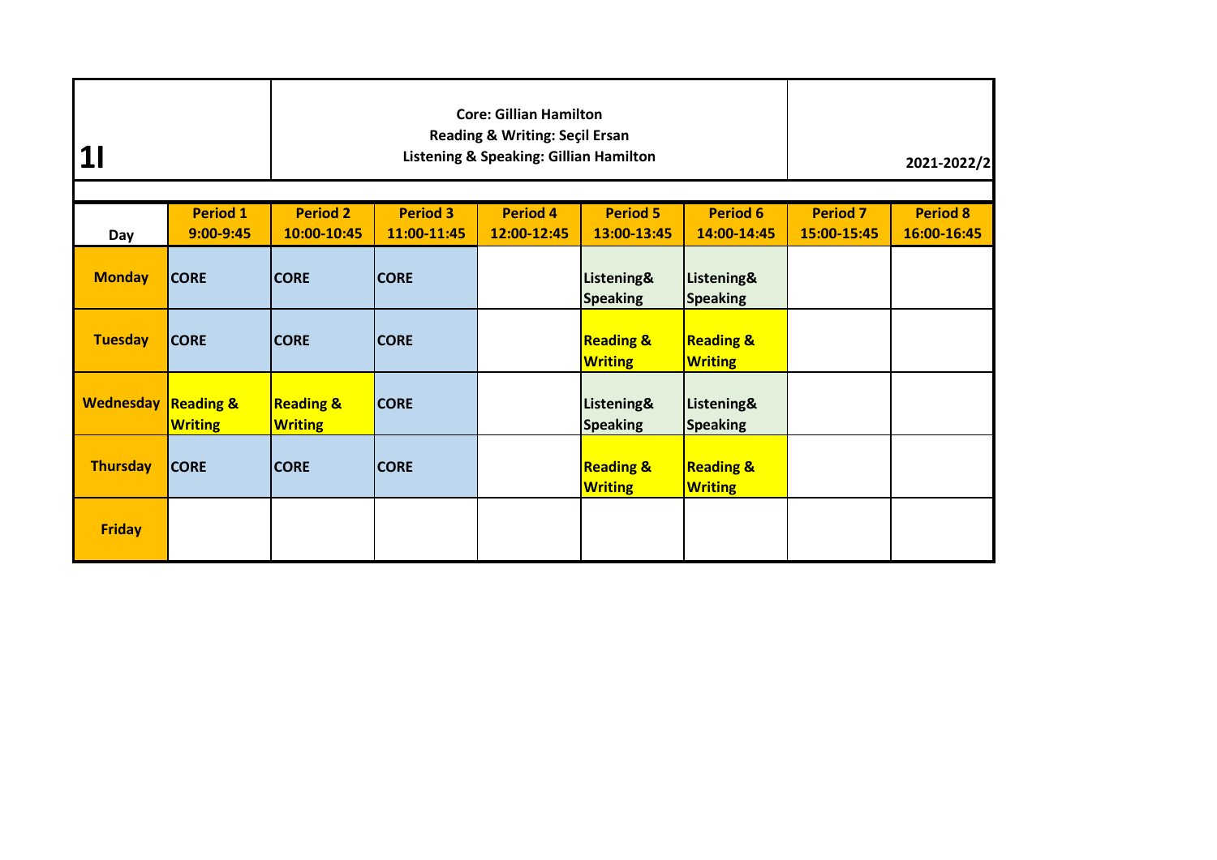| 1I | Core: Gillian Hamilton<br>Reading & Writing: Seçil Ersan<br>Listening & Speaking: Gillian Hamilton | | | | | | | 2021-2022/2 |
|---|---|---|---|---|---|---|---|---|
| **Day** | **Period 1**<br>**9:00-9:45** | **Period 2**<br>**10:00-10:45** | **Period 3**<br>**11:00-11:45** | **Period 4**<br>**12:00-12:45** | **Period 5**<br>**13:00-13:45** | **Period 6**<br>**14:00-14:45** | **Period 7**<br>**15:00-15:45** | **Period 8**<br>**16:00-16:45** |
| **Monday** | CORE | CORE | CORE | | Listening& Speaking | Listening& Speaking | | |
| **Tuesday** | CORE | CORE | CORE | | Reading & Writing | Reading & Writing | | |
| **Wednesday** | Reading & Writing | Reading & Writing | CORE | | Listening& Speaking | Listening& Speaking | | |
| **Thursday** | CORE | CORE | CORE | | Reading & Writing | Reading & Writing | | |
| **Friday** | | | | | | | | |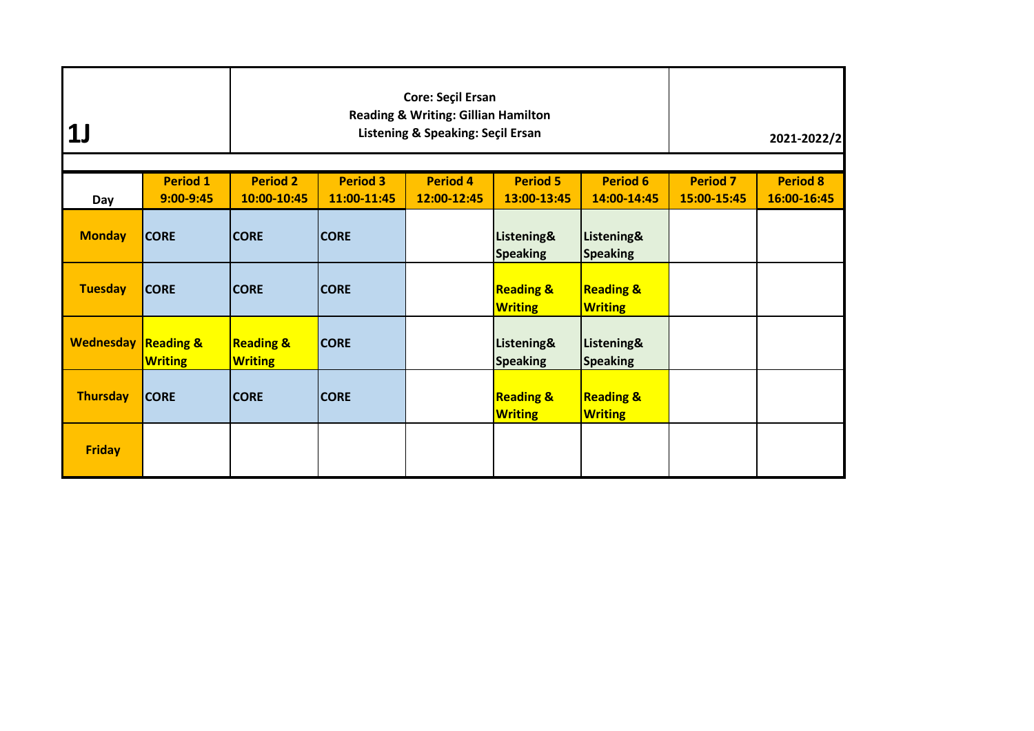# 1J

**Core: Seçil Ersan**
**Reading & Writing: Gillian Hamilton**
**Listening & Speaking: Seçil Ersan**

**2021-2022/2**

| Day | Period 1 9:00-9:45 | Period 2 10:00-10:45 | Period 3 11:00-11:45 | Period 4 12:00-12:45 | Period 5 13:00-13:45 | Period 6 14:00-14:45 | Period 7 15:00-15:45 | Period 8 16:00-16:45 |
|---|---|---|---|---|---|---|---|---|
| **Monday** | CORE | CORE | CORE | | Listening& Speaking | Listening& Speaking | | |
| **Tuesday** | CORE | CORE | CORE | | Reading & Writing | Reading & Writing | | |
| **Wednesday** | Reading & Writing | Reading & Writing | CORE | | Listening& Speaking | Listening& Speaking | | |
| **Thursday** | CORE | CORE | CORE | | Reading & Writing | Reading & Writing | | |
| **Friday** | | | | | | | | |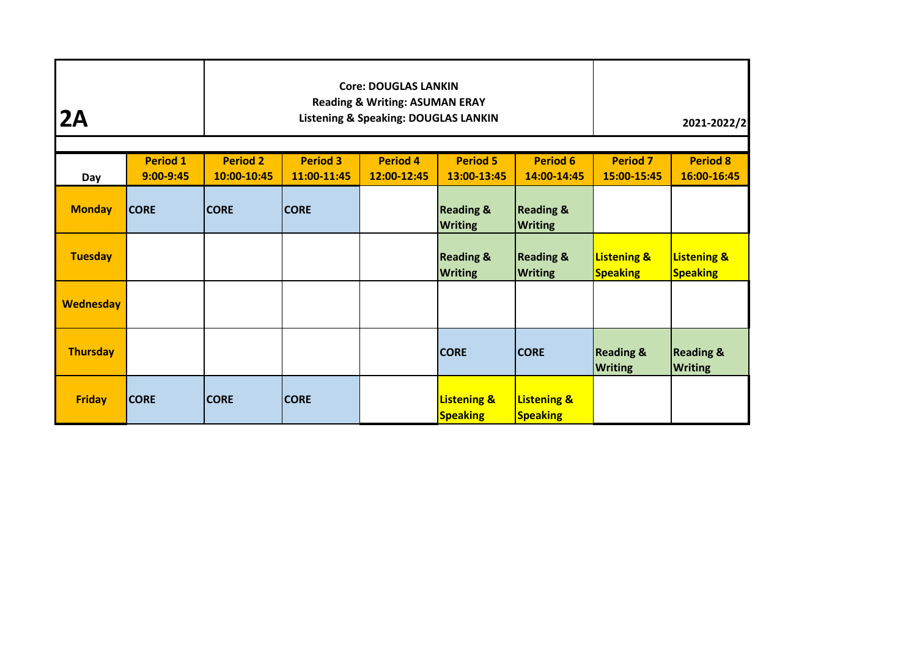| **2A** | **Core: DOUGLAS LANKIN**<br>**Reading & Writing: ASUMAN ERAY**<br>**Listening & Speaking: DOUGLAS LANKIN** | | | | | | | **2021-2022/2** |
|---|---|---|---|---|---|---|---|---|
| **Day** | **Period 1**<br>**9:00-9:45** | **Period 2**<br>**10:00-10:45** | **Period 3**<br>**11:00-11:45** | **Period 4**<br>**12:00-12:45** | **Period 5**<br>**13:00-13:45** | **Period 6**<br>**14:00-14:45** | **Period 7**<br>**15:00-15:45** | **Period 8**<br>**16:00-16:45** |
| **Monday** | **CORE** | **CORE** | **CORE** | | **Reading & Writing** | **Reading & Writing** | | |
| **Tuesday** | | | | | **Reading & Writing** | **Reading & Writing** | **Listening & Speaking** | **Listening & Speaking** |
| **Wednesday** | | | | | | | | |
| **Thursday** | | | | | **CORE** | **CORE** | **Reading & Writing** | **Reading & Writing** |
| **Friday** | **CORE** | **CORE** | **CORE** | | **Listening & Speaking** | **Listening & Speaking** | | |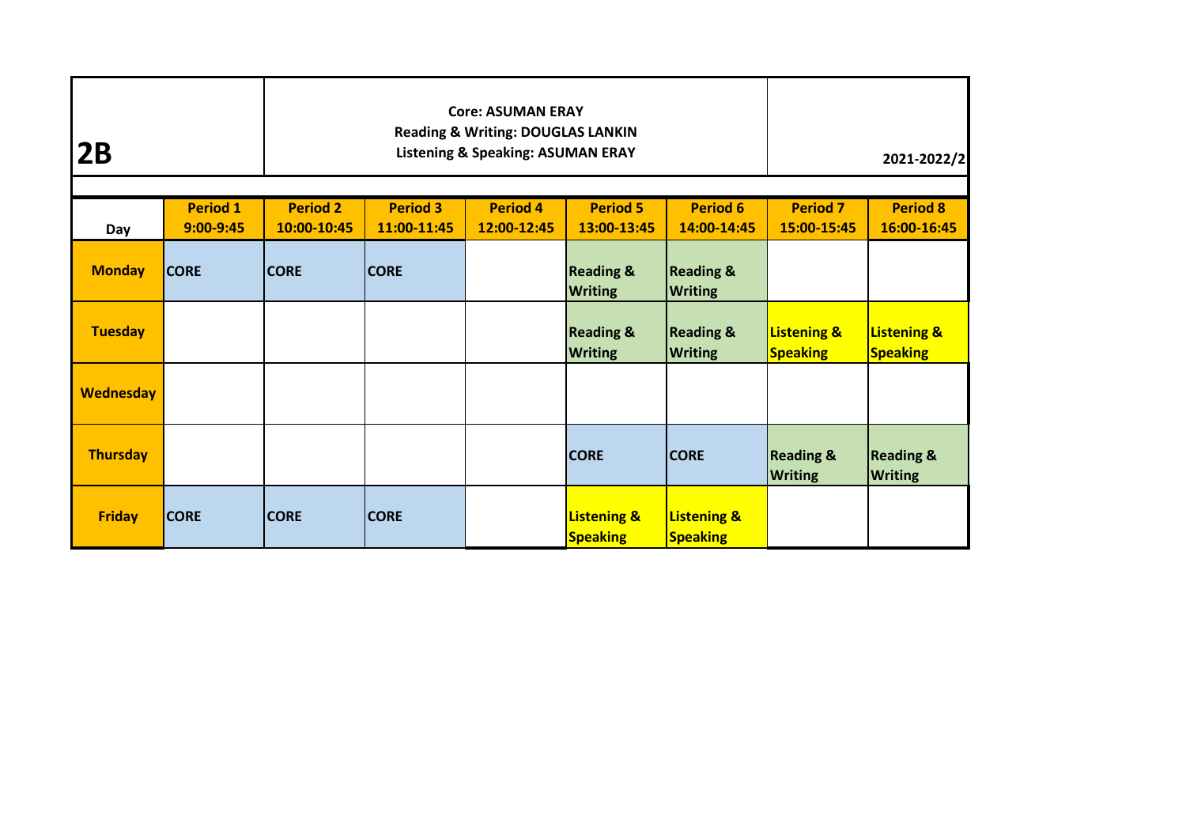# 2B

**Core: ASUMAN ERAY**
**Reading & Writing: DOUGLAS LANKIN**
**Listening & Speaking: ASUMAN ERAY**

**2021-2022/2**

| Day | Period 1<br>9:00-9:45 | Period 2<br>10:00-10:45 | Period 3<br>11:00-11:45 | Period 4<br>12:00-12:45 | Period 5<br>13:00-13:45 | Period 6<br>14:00-14:45 | Period 7<br>15:00-15:45 | Period 8<br>16:00-16:45 |
|---|---|---|---|---|---|---|---|---|
| **Monday** | CORE | CORE | CORE | | Reading & Writing | Reading & Writing | | |
| **Tuesday** | | | | | Reading & Writing | Reading & Writing | Listening & Speaking | Listening & Speaking |
| **Wednesday** | | | | | | | | |
| **Thursday** | | | | | CORE | CORE | Reading & Writing | Reading & Writing |
| **Friday** | CORE | CORE | CORE | | Listening & Speaking | Listening & Speaking | | |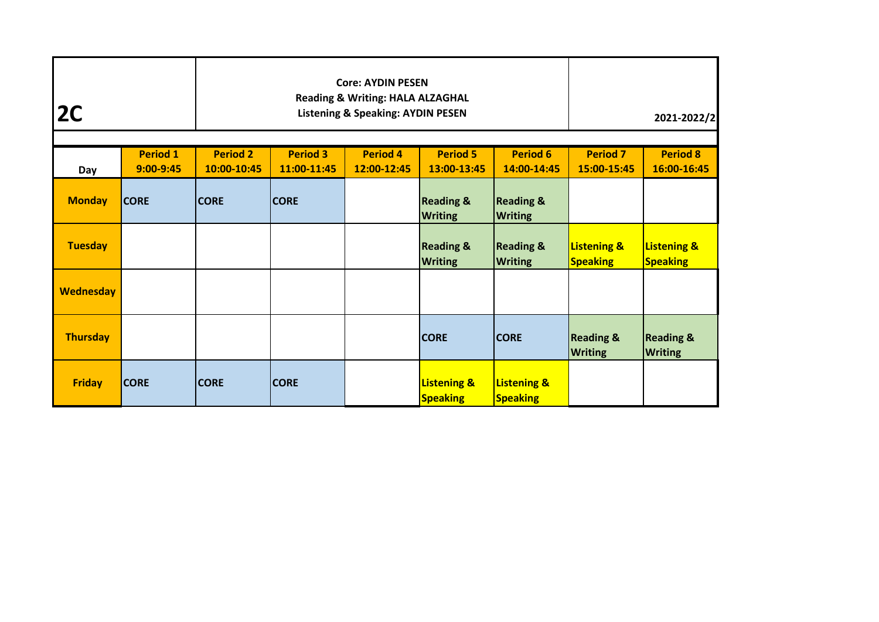# 2C

**Core: AYDIN PESEN**
**Reading & Writing: HALA ALZAGHAL**
**Listening & Speaking: AYDIN PESEN**

**2021-2022/2**

| Day | Period 1<br>9:00-9:45 | Period 2<br>10:00-10:45 | Period 3<br>11:00-11:45 | Period 4<br>12:00-12:45 | Period 5<br>13:00-13:45 | Period 6<br>14:00-14:45 | Period 7<br>15:00-15:45 | Period 8<br>16:00-16:45 |
|---|---|---|---|---|---|---|---|---|
| **Monday** | CORE | CORE | CORE | | Reading & Writing | Reading & Writing | | |
| **Tuesday** | | | | | Reading & Writing | Reading & Writing | Listening & Speaking | Listening & Speaking |
| **Wednesday** | | | | | | | | |
| **Thursday** | | | | | CORE | CORE | Reading & Writing | Reading & Writing |
| **Friday** | CORE | CORE | CORE | | Listening & Speaking | Listening & Speaking | | |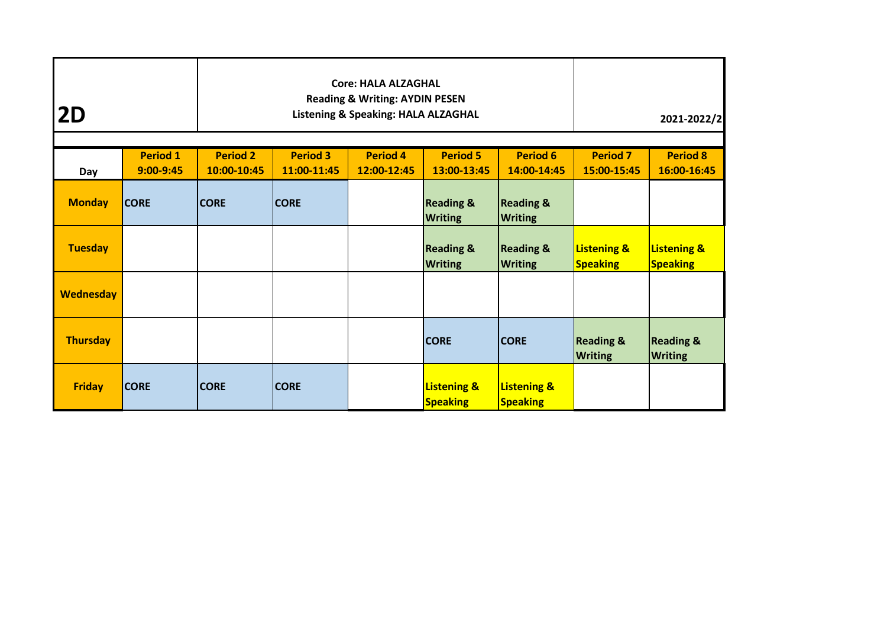# 2D

**Core: HALA ALZAGHAL**
**Reading & Writing: AYDIN PESEN**
**Listening & Speaking: HALA ALZAGHAL**

**2021-2022/2**

| Day | Period 1<br>9:00-9:45 | Period 2<br>10:00-10:45 | Period 3<br>11:00-11:45 | Period 4<br>12:00-12:45 | Period 5<br>13:00-13:45 | Period 6<br>14:00-14:45 | Period 7<br>15:00-15:45 | Period 8<br>16:00-16:45 |
|---|---|---|---|---|---|---|---|---|
| **Monday** | CORE | CORE | CORE | | Reading & Writing | Reading & Writing | | |
| **Tuesday** | | | | | Reading & Writing | Reading & Writing | Listening & Speaking | Listening & Speaking |
| **Wednesday** | | | | | | | | |
| **Thursday** | | | | | CORE | CORE | Reading & Writing | Reading & Writing |
| **Friday** | CORE | CORE | CORE | | Listening & Speaking | Listening & Speaking | | |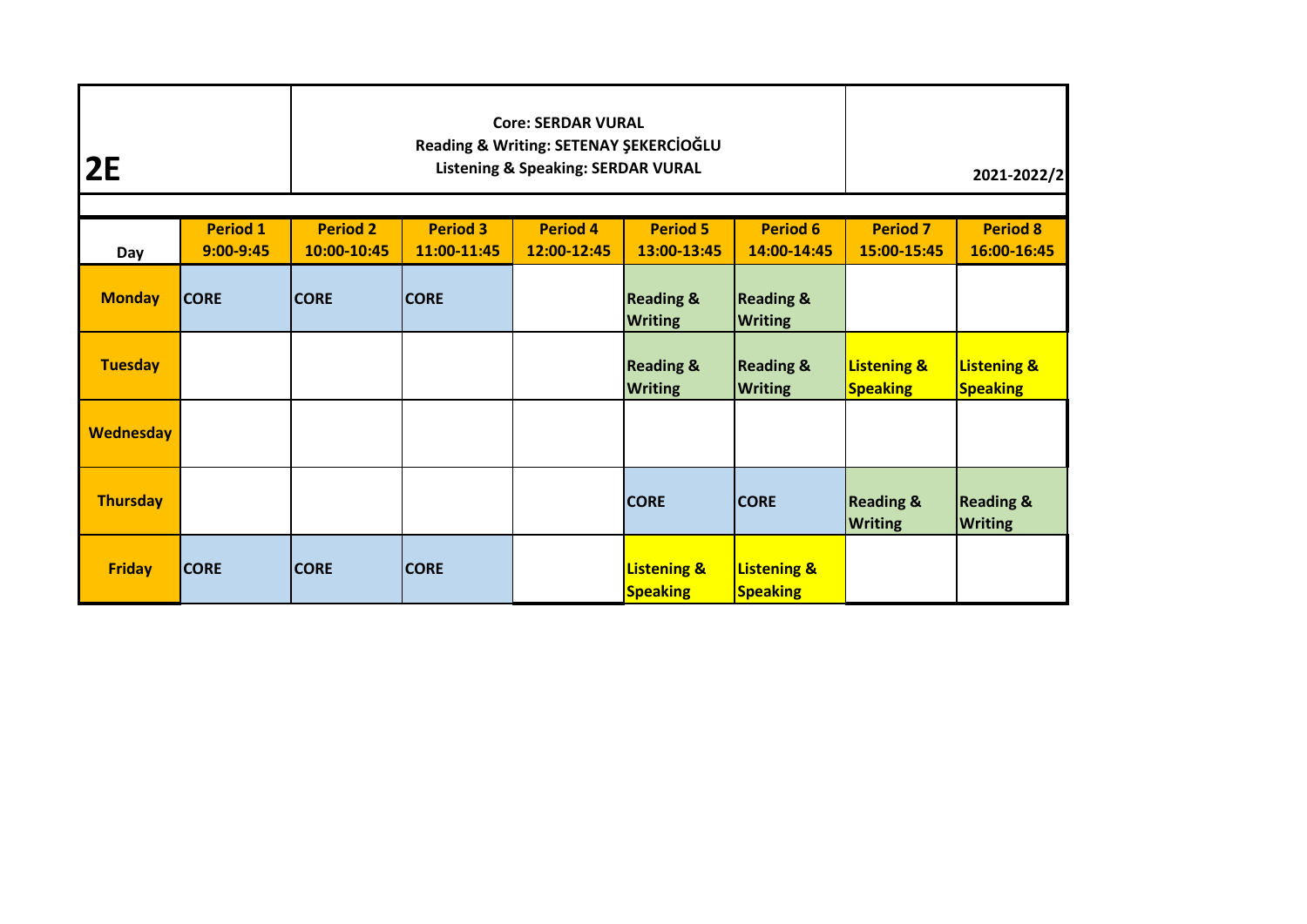# 2E

**Core: SERDAR VURAL**
**Reading & Writing: SETENAY ŞEKERCİOĞLU**
**Listening & Speaking: SERDAR VURAL**

**2021-2022/2**

| Day | Period 1 9:00-9:45 | Period 2 10:00-10:45 | Period 3 11:00-11:45 | Period 4 12:00-12:45 | Period 5 13:00-13:45 | Period 6 14:00-14:45 | Period 7 15:00-15:45 | Period 8 16:00-16:45 |
|---|---|---|---|---|---|---|---|---|
| **Monday** | CORE | CORE | CORE | | Reading & Writing | Reading & Writing | | |
| **Tuesday** | | | | | Reading & Writing | Reading & Writing | Listening & Speaking | Listening & Speaking |
| **Wednesday** | | | | | | | | |
| **Thursday** | | | | | CORE | CORE | Reading & Writing | Reading & Writing |
| **Friday** | CORE | CORE | CORE | | Listening & Speaking | Listening & Speaking | | |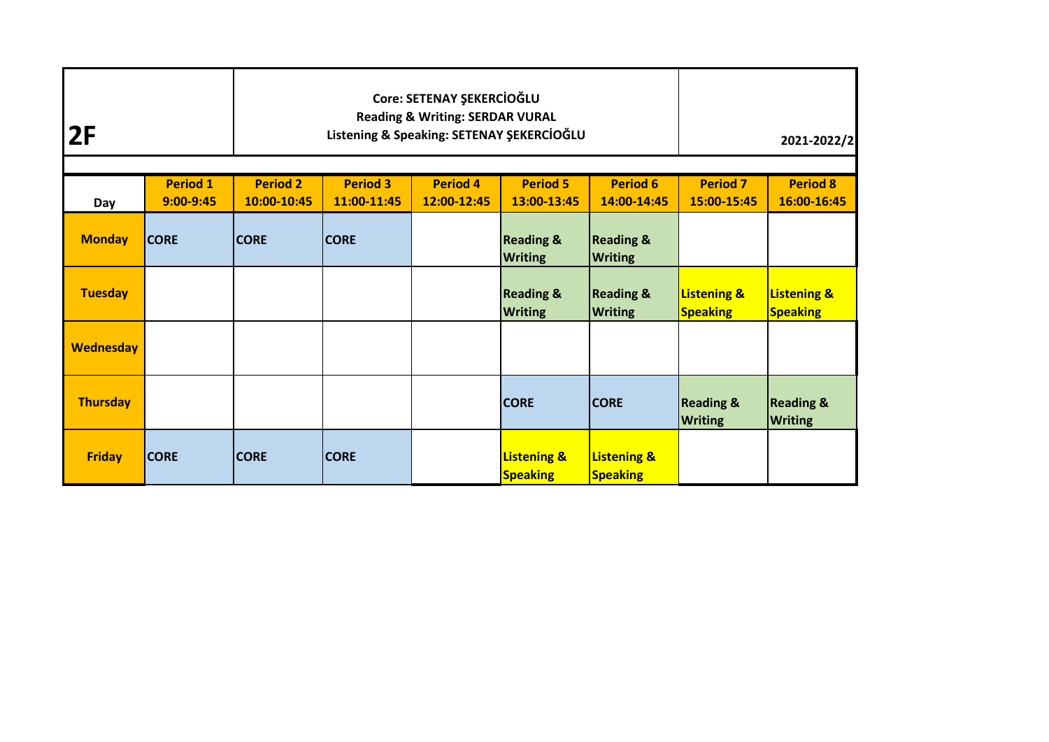# 2F

**Core: SETENAY ŞEKERCİOĞLU**
**Reading & Writing: SERDAR VURAL**
**Listening & Speaking: SETENAY ŞEKERCİOĞLU**

**2021-2022/2**

| Day | Period 1 9:00-9:45 | Period 2 10:00-10:45 | Period 3 11:00-11:45 | Period 4 12:00-12:45 | Period 5 13:00-13:45 | Period 6 14:00-14:45 | Period 7 15:00-15:45 | Period 8 16:00-16:45 |
|---|---|---|---|---|---|---|---|---|
| **Monday** | CORE | CORE | CORE | | Reading & Writing | Reading & Writing | | |
| **Tuesday** | | | | | Reading & Writing | Reading & Writing | Listening & Speaking | Listening & Speaking |
| **Wednesday** | | | | | | | | |
| **Thursday** | | | | | CORE | CORE | Reading & Writing | Reading & Writing |
| **Friday** | CORE | CORE | CORE | | Listening & Speaking | Listening & Speaking | | |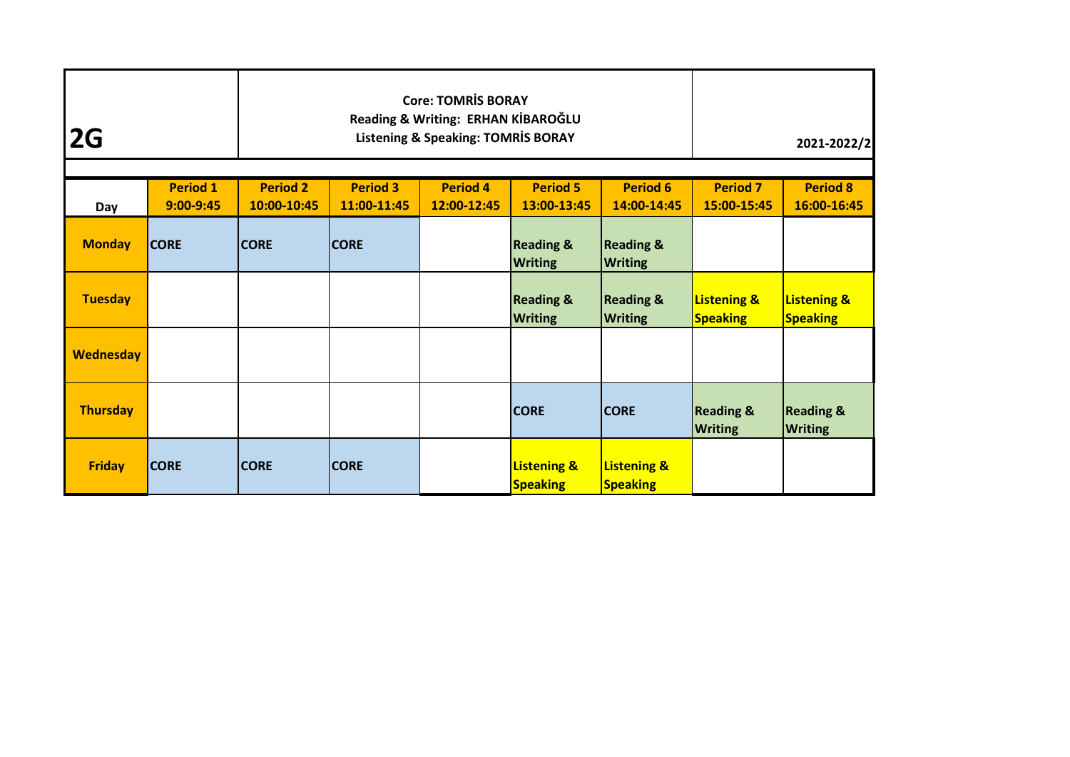# 2G

**Core: TOMRİS BORAY**
**Reading & Writing: ERHAN KİBAROĞLU**
**Listening & Speaking: TOMRİS BORAY**

**2021-2022/2**

| Day | Period 1 9:00-9:45 | Period 2 10:00-10:45 | Period 3 11:00-11:45 | Period 4 12:00-12:45 | Period 5 13:00-13:45 | Period 6 14:00-14:45 | Period 7 15:00-15:45 | Period 8 16:00-16:45 |
|---|---|---|---|---|---|---|---|---|
| Monday | CORE | CORE | CORE | | Reading & Writing | Reading & Writing | | |
| Tuesday | | | | | Reading & Writing | Reading & Writing | Listening & Speaking | Listening & Speaking |
| Wednesday | | | | | | | | |
| Thursday | | | | | CORE | CORE | Reading & Writing | Reading & Writing |
| Friday | CORE | CORE | CORE | | Listening & Speaking | Listening & Speaking | | |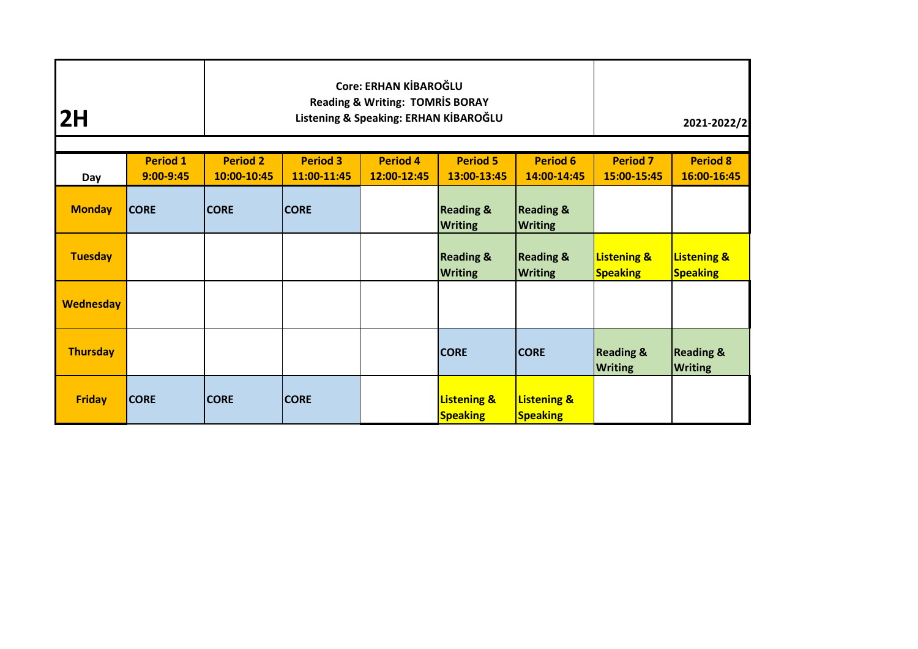# 2H

**Core: ERHAN KİBAROĞLU**
**Reading & Writing: TOMRİS BORAY**
**Listening & Speaking: ERHAN KİBAROĞLU**

**2021-2022/2**

| Day | Period 1<br>9:00-9:45 | Period 2<br>10:00-10:45 | Period 3<br>11:00-11:45 | Period 4<br>12:00-12:45 | Period 5<br>13:00-13:45 | Period 6<br>14:00-14:45 | Period 7<br>15:00-15:45 | Period 8<br>16:00-16:45 |
|---|---|---|---|---|---|---|---|---|
| **Monday** | CORE | CORE | CORE | | Reading & Writing | Reading & Writing | | |
| **Tuesday** | | | | | Reading & Writing | Reading & Writing | Listening & Speaking | Listening & Speaking |
| **Wednesday** | | | | | | | | |
| **Thursday** | | | | | CORE | CORE | Reading & Writing | Reading & Writing |
| **Friday** | CORE | CORE | CORE | | Listening & Speaking | Listening & Speaking | | |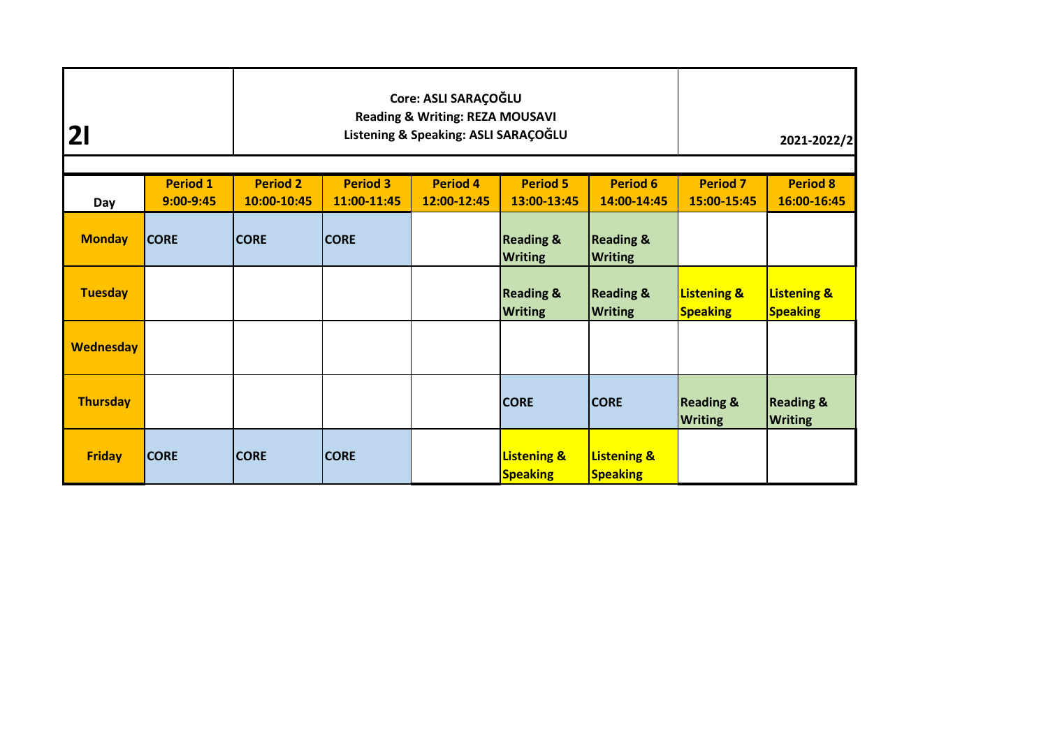# 2I

**Core: ASLI SARAÇOĞLU**
**Reading & Writing: REZA MOUSAVI**
**Listening & Speaking: ASLI SARAÇOĞLU**

**2021-2022/2**

| Day | Period 1 9:00-9:45 | Period 2 10:00-10:45 | Period 3 11:00-11:45 | Period 4 12:00-12:45 | Period 5 13:00-13:45 | Period 6 14:00-14:45 | Period 7 15:00-15:45 | Period 8 16:00-16:45 |
|---|---|---|---|---|---|---|---|---|
| **Monday** | CORE | CORE | CORE | | Reading & Writing | Reading & Writing | | |
| **Tuesday** | | | | | Reading & Writing | Reading & Writing | Listening & Speaking | Listening & Speaking |
| **Wednesday** | | | | | | | | |
| **Thursday** | | | | | CORE | CORE | Reading & Writing | Reading & Writing |
| **Friday** | CORE | CORE | CORE | | Listening & Speaking | Listening & Speaking | | |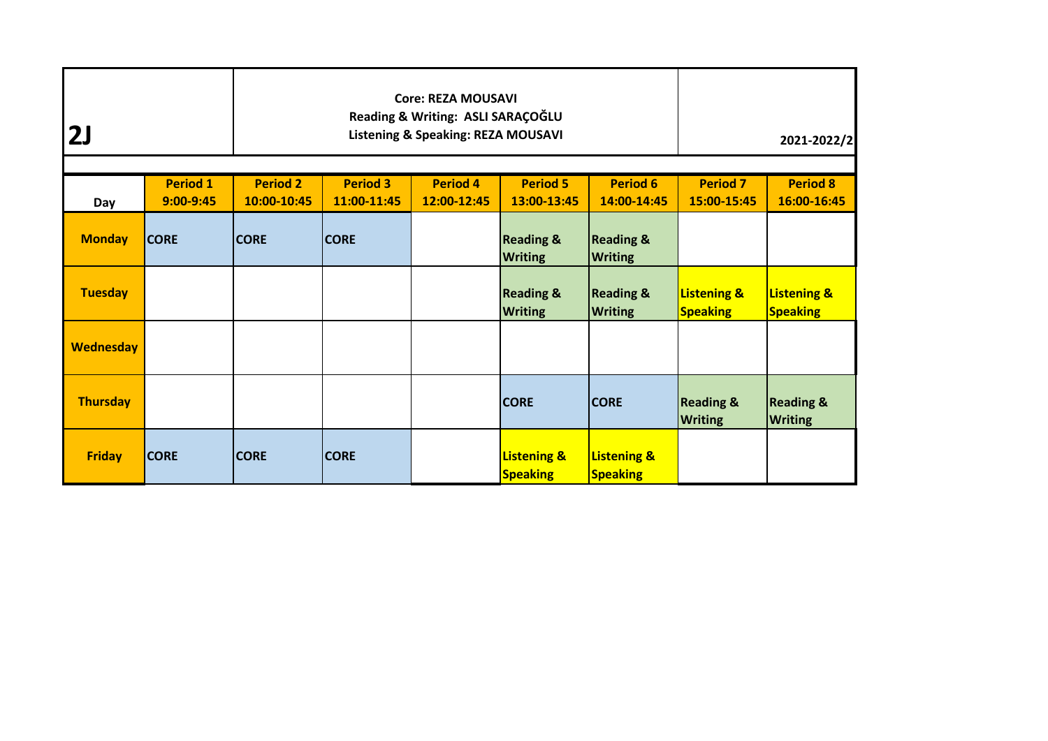# 2J

**Core: REZA MOUSAVI**
**Reading & Writing: ASLI SARAÇOĞLU**
**Listening & Speaking: REZA MOUSAVI**

**2021-2022/2**

| Day | Period 1 9:00-9:45 | Period 2 10:00-10:45 | Period 3 11:00-11:45 | Period 4 12:00-12:45 | Period 5 13:00-13:45 | Period 6 14:00-14:45 | Period 7 15:00-15:45 | Period 8 16:00-16:45 |
|---|---|---|---|---|---|---|---|---|
| Monday | CORE | CORE | CORE | | Reading & Writing | Reading & Writing | | |
| Tuesday | | | | | Reading & Writing | Reading & Writing | Listening & Speaking | Listening & Speaking |
| Wednesday | | | | | | | | |
| Thursday | | | | | CORE | CORE | Reading & Writing | Reading & Writing |
| Friday | CORE | CORE | CORE | | Listening & Speaking | Listening & Speaking | | |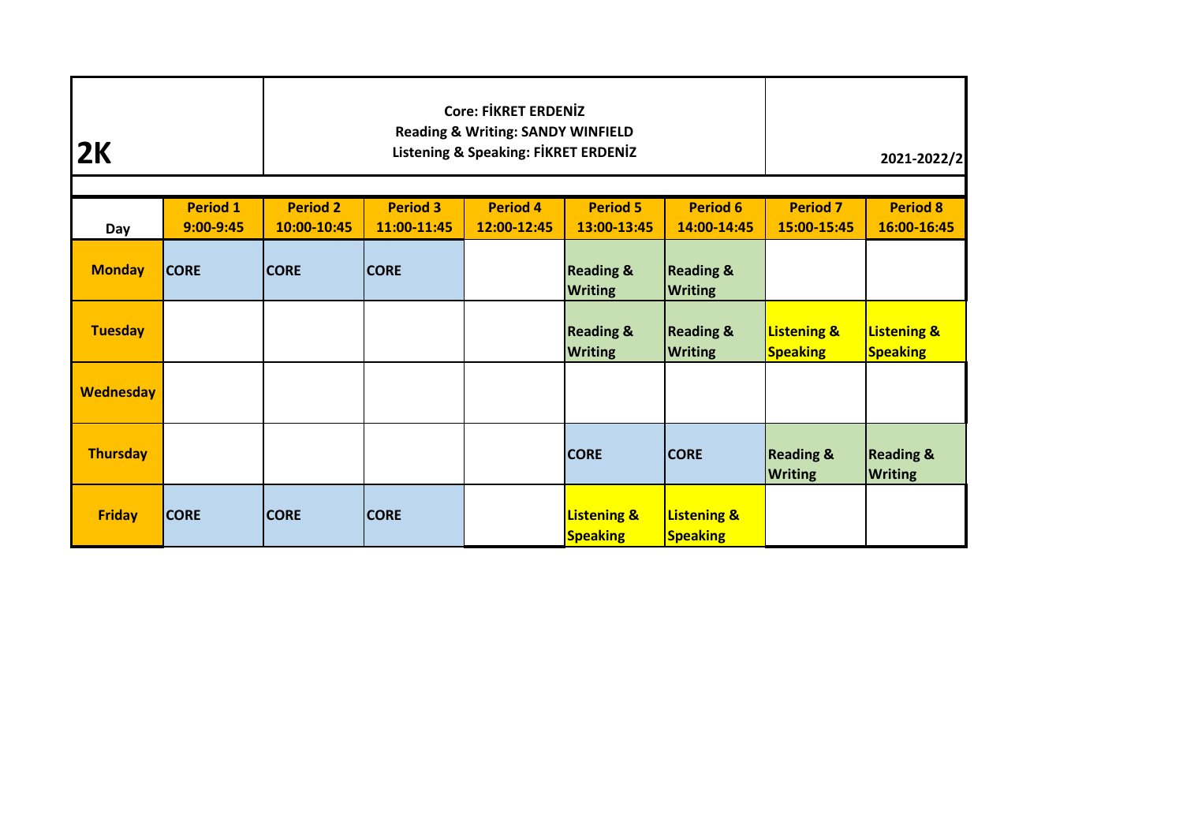# 2K

**Core: FİKRET ERDENİZ**
**Reading & Writing: SANDY WINFIELD**
**Listening & Speaking: FİKRET ERDENİZ**

**2021-2022/2**

| Day | Period 1 9:00-9:45 | Period 2 10:00-10:45 | Period 3 11:00-11:45 | Period 4 12:00-12:45 | Period 5 13:00-13:45 | Period 6 14:00-14:45 | Period 7 15:00-15:45 | Period 8 16:00-16:45 |
|---|---|---|---|---|---|---|---|---|
| **Monday** | CORE | CORE | CORE | | Reading & Writing | Reading & Writing | | |
| **Tuesday** | | | | | Reading & Writing | Reading & Writing | Listening & Speaking | Listening & Speaking |
| **Wednesday** | | | | | | | | |
| **Thursday** | | | | | CORE | CORE | Reading & Writing | Reading & Writing |
| **Friday** | CORE | CORE | CORE | | Listening & Speaking | Listening & Speaking | | |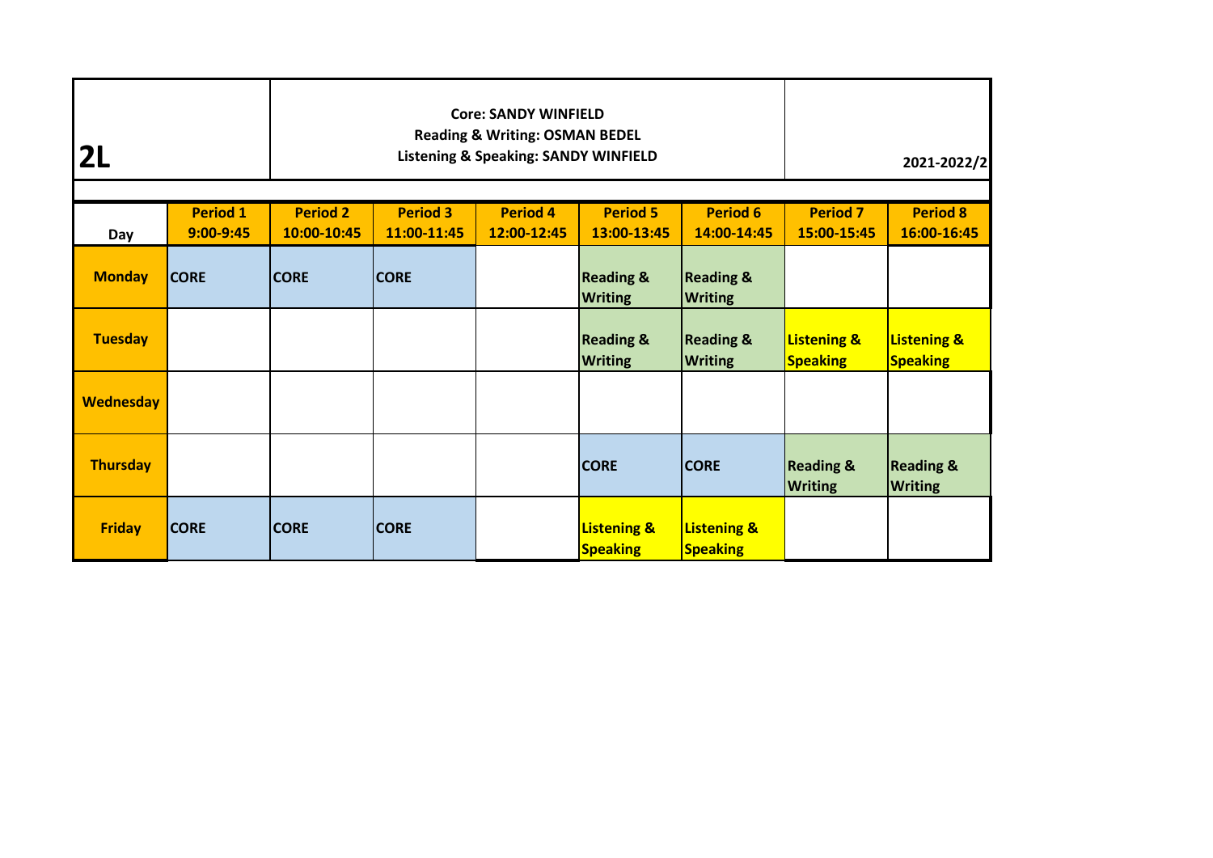# 2L

**Core: SANDY WINFIELD**
**Reading & Writing: OSMAN BEDEL**
**Listening & Speaking: SANDY WINFIELD**

**2021-2022/2**

| Day | Period 1 9:00-9:45 | Period 2 10:00-10:45 | Period 3 11:00-11:45 | Period 4 12:00-12:45 | Period 5 13:00-13:45 | Period 6 14:00-14:45 | Period 7 15:00-15:45 | Period 8 16:00-16:45 |
|---|---|---|---|---|---|---|---|---|
| **Monday** | CORE | CORE | CORE | | Reading & Writing | Reading & Writing | | |
| **Tuesday** | | | | | Reading & Writing | Reading & Writing | Listening & Speaking | Listening & Speaking |
| **Wednesday** | | | | | | | | |
| **Thursday** | | | | | CORE | CORE | Reading & Writing | Reading & Writing |
| **Friday** | CORE | CORE | CORE | | Listening & Speaking | Listening & Speaking | | |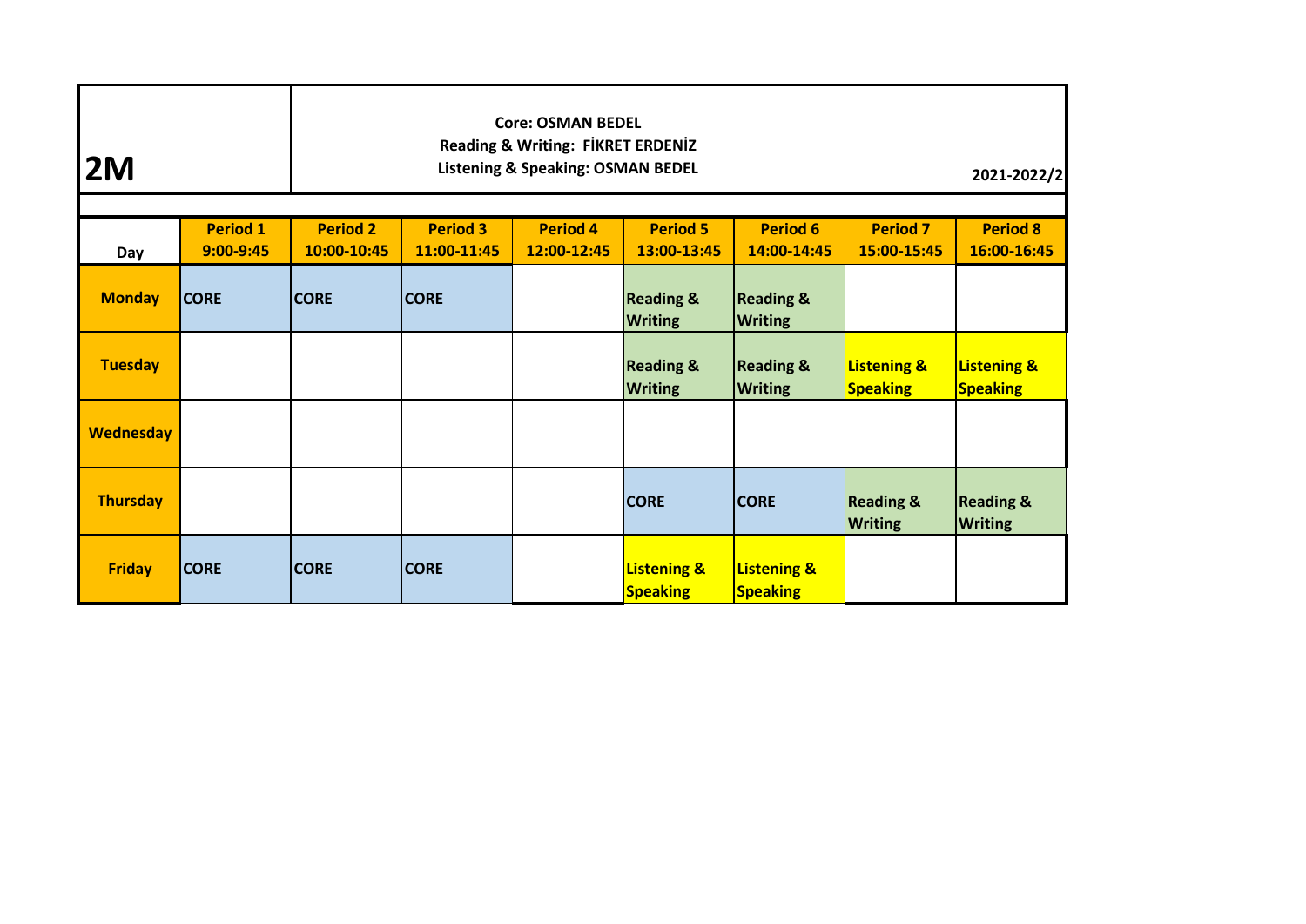# 2M

**Core: OSMAN BEDEL**
**Reading & Writing: FİKRET ERDENİZ**
**Listening & Speaking: OSMAN BEDEL**

**2021-2022/2**

| Day | Period 1 9:00-9:45 | Period 2 10:00-10:45 | Period 3 11:00-11:45 | Period 4 12:00-12:45 | Period 5 13:00-13:45 | Period 6 14:00-14:45 | Period 7 15:00-15:45 | Period 8 16:00-16:45 |
|---|---|---|---|---|---|---|---|---|
| **Monday** | CORE | CORE | CORE | | Reading & Writing | Reading & Writing | | |
| **Tuesday** | | | | | Reading & Writing | Reading & Writing | Listening & Speaking | Listening & Speaking |
| **Wednesday** | | | | | | | | |
| **Thursday** | | | | | CORE | CORE | Reading & Writing | Reading & Writing |
| **Friday** | CORE | CORE | CORE | | Listening & Speaking | Listening & Speaking | | |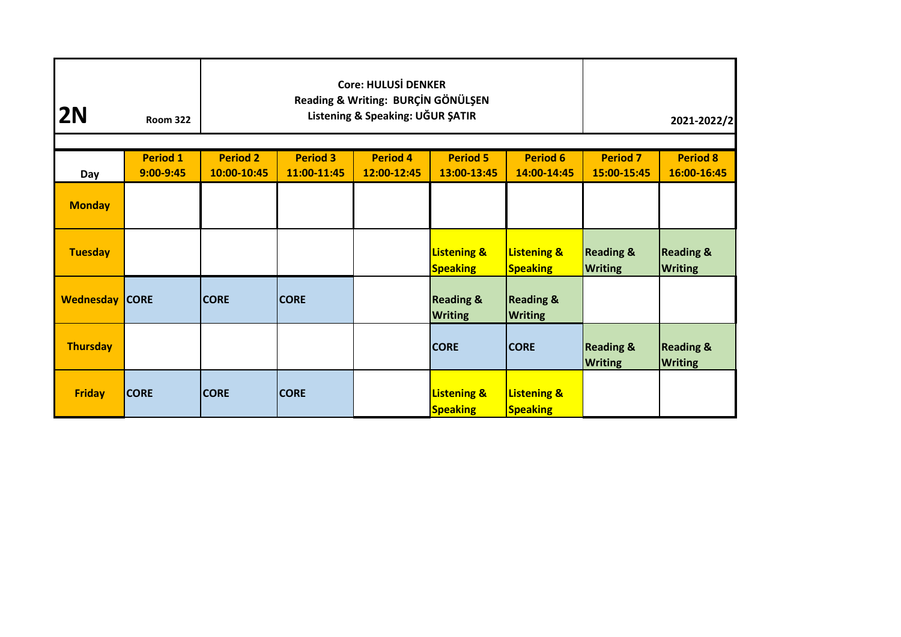| 2N | Room 322 | Core: HULUSİ DENKER<br>Reading & Writing: BURÇİN GÖNÜLŞEN<br>Listening & Speaking: UĞUR ŞATIR | | | | | | 2021-2022/2 |
|---|---|---|---|---|---|---|---|---|
| **Day** | **Period 1**<br>**9:00-9:45** | **Period 2**<br>**10:00-10:45** | **Period 3**<br>**11:00-11:45** | **Period 4**<br>**12:00-12:45** | **Period 5**<br>**13:00-13:45** | **Period 6**<br>**14:00-14:45** | **Period 7**<br>**15:00-15:45** | **Period 8**<br>**16:00-16:45** |
| **Monday** | | | | | | | | |
| **Tuesday** | | | | | Listening & Speaking | Listening & Speaking | Reading & Writing | Reading & Writing |
| **Wednesday** | CORE | CORE | CORE | | Reading & Writing | Reading & Writing | | |
| **Thursday** | | | | | CORE | CORE | Reading & Writing | Reading & Writing |
| **Friday** | CORE | CORE | CORE | | Listening & Speaking | Listening & Speaking | | |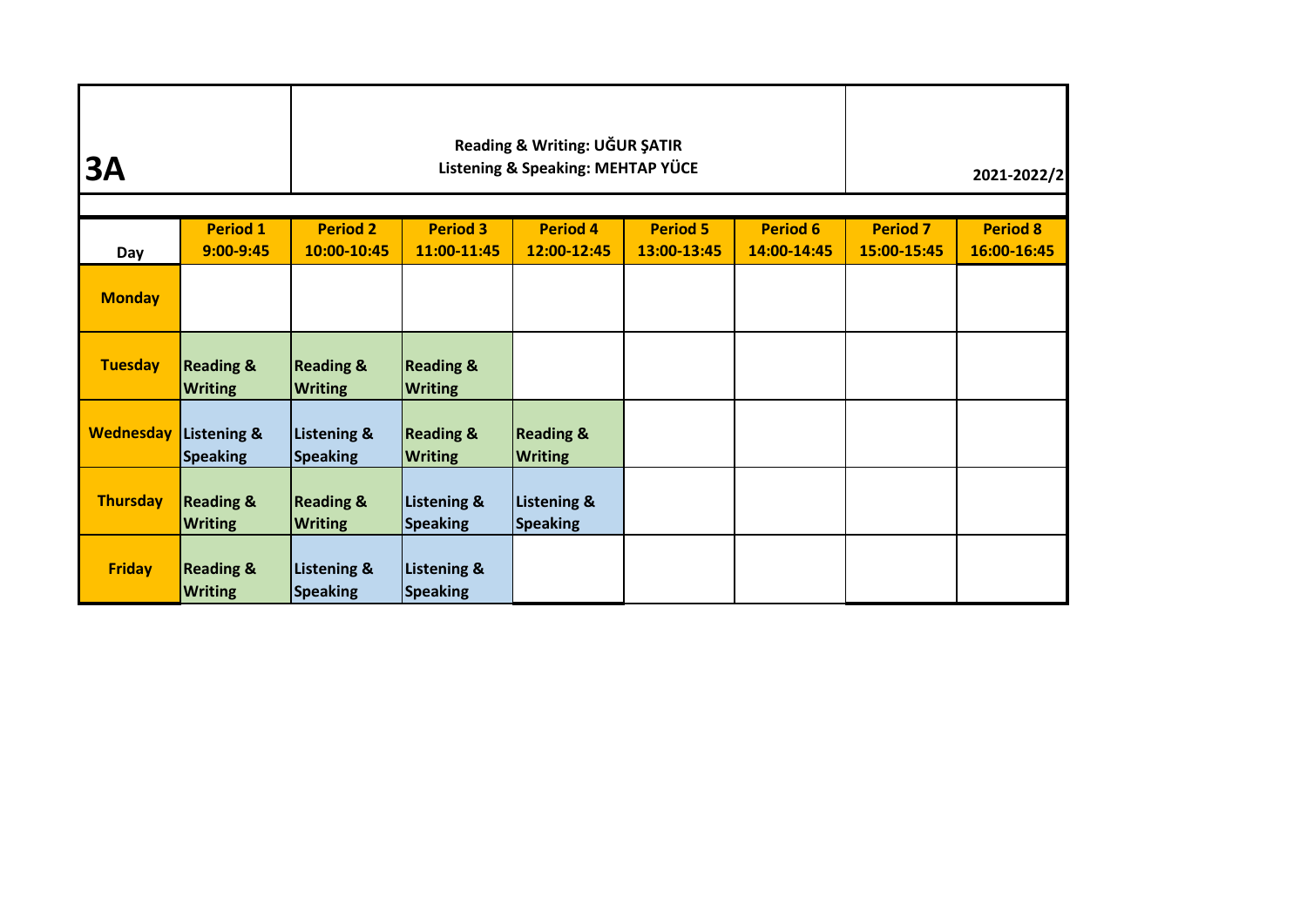| 3A | Reading & Writing: UĞUR ŞATIR<br>Listening & Speaking: MEHTAP YÜCE | | | | | | | 2021-2022/2 |
|---|---|---|---|---|---|---|---|---|
| **Day** | **Period 1**<br>**9:00-9:45** | **Period 2**<br>**10:00-10:45** | **Period 3**<br>**11:00-11:45** | **Period 4**<br>**12:00-12:45** | **Period 5**<br>**13:00-13:45** | **Period 6**<br>**14:00-14:45** | **Period 7**<br>**15:00-15:45** | **Period 8**<br>**16:00-16:45** |
| **Monday** | | | | | | | | |
| **Tuesday** | Reading & Writing | Reading & Writing | Reading & Writing | | | | | |
| **Wednesday** | Listening & Speaking | Listening & Speaking | Reading & Writing | Reading & Writing | | | | |
| **Thursday** | Reading & Writing | Reading & Writing | Listening & Speaking | Listening & Speaking | | | | |
| **Friday** | Reading & Writing | Listening & Speaking | Listening & Speaking | | | | | |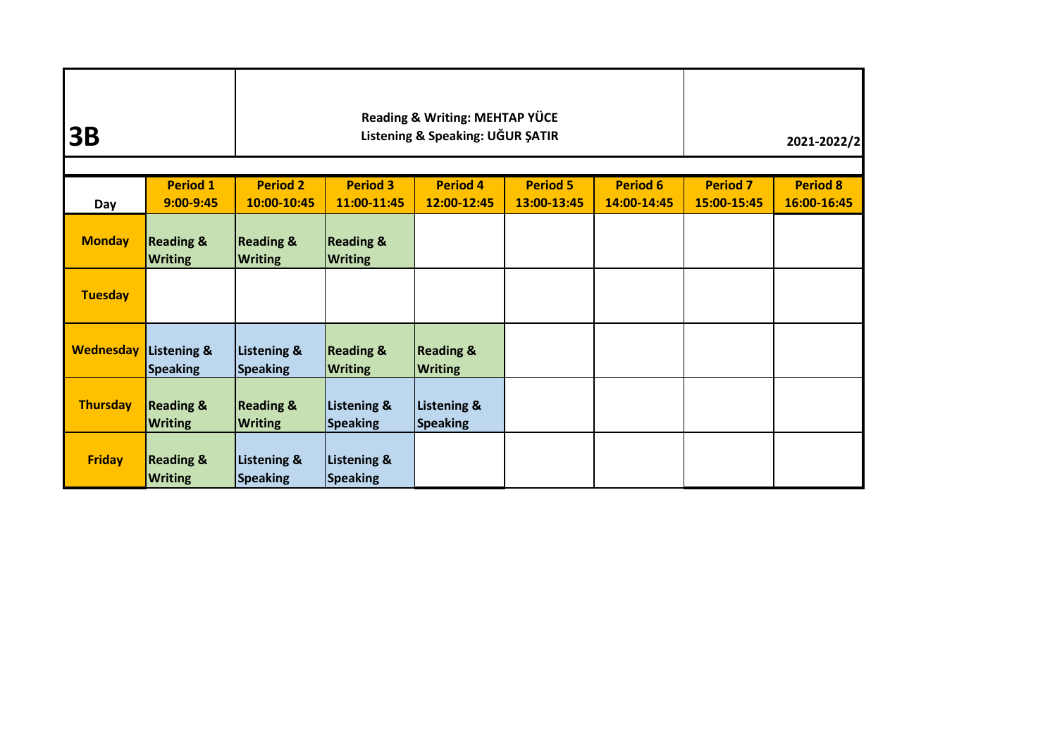# 3B

**Reading & Writing: MEHTAP YÜCE**
**Listening & Speaking: UĞUR ŞATIR**

**2021-2022/2**

| Day | Period 1 9:00-9:45 | Period 2 10:00-10:45 | Period 3 11:00-11:45 | Period 4 12:00-12:45 | Period 5 13:00-13:45 | Period 6 14:00-14:45 | Period 7 15:00-15:45 | Period 8 16:00-16:45 |
|---|---|---|---|---|---|---|---|---|
| Monday | Reading & Writing | Reading & Writing | Reading & Writing | | | | | |
| Tuesday | | | | | | | | |
| Wednesday | Listening & Speaking | Listening & Speaking | Reading & Writing | Reading & Writing | | | | |
| Thursday | Reading & Writing | Reading & Writing | Listening & Speaking | Listening & Speaking | | | | |
| Friday | Reading & Writing | Listening & Speaking | Listening & Speaking | | | | | |